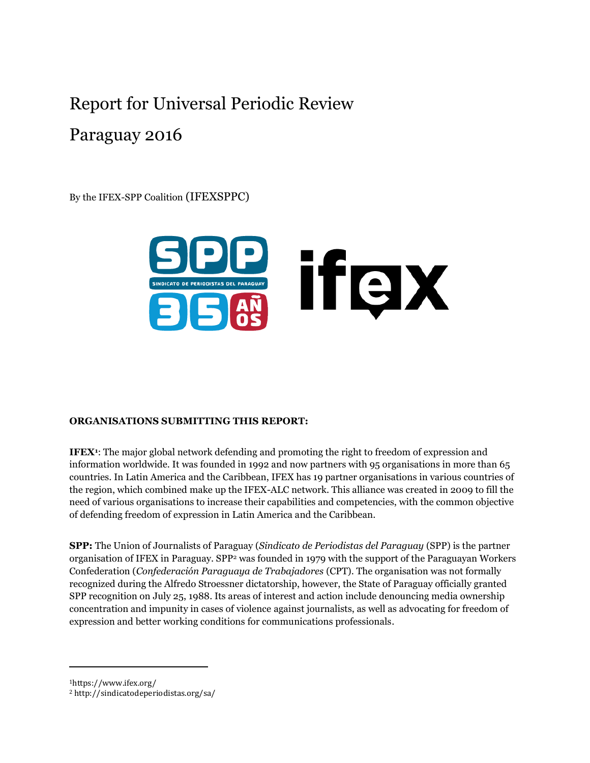# Report for Universal Periodic Review

# Paraguay 2016

By the IFEX-SPP Coalition (IFEXSPPC)

**ORGANISATIONS SUBMITTING THIS REPORT:**

**IFEX**[1]: The major global network defending and promoting the right to freedom of expression and information worldwide. It was founded in 1992 and now partners with 95 organisations in more than 65 countries. In Latin America and the Caribbean, IFEX has 19 partner organisations in various countries of the region, which combined make up the IFEX-ALC network. This alliance was created in 2009 to fill the need of various organisations to increase their capabilities and competencies, with the common objective of defending freedom of expression in Latin America and the Caribbean.

**SPP:** The Union of Journalists of Paraguay (*Sindicato de Periodistas del Paraguay* (SPP) is the partner organisation of IFEX in Paraguay. SPP[2] was founded in 1979 with the support of the Paraguayan Workers Confederation (*Confederación Paraguaya de Trabajadores* (CPT). The organisation was not formally recognized during the Alfredo Stroessner dictatorship, however, the State of Paraguay officially granted SPP recognition on July 25, 1988. Its areas of interest and action include denouncing media ownership concentration and impunity in cases of violence against journalists, as well as advocating for freedom of expression and better working conditions for communications professionals.

---

[1] https://www.ifex.org/

[2] http://sindicatodeperiodistas.org/sa/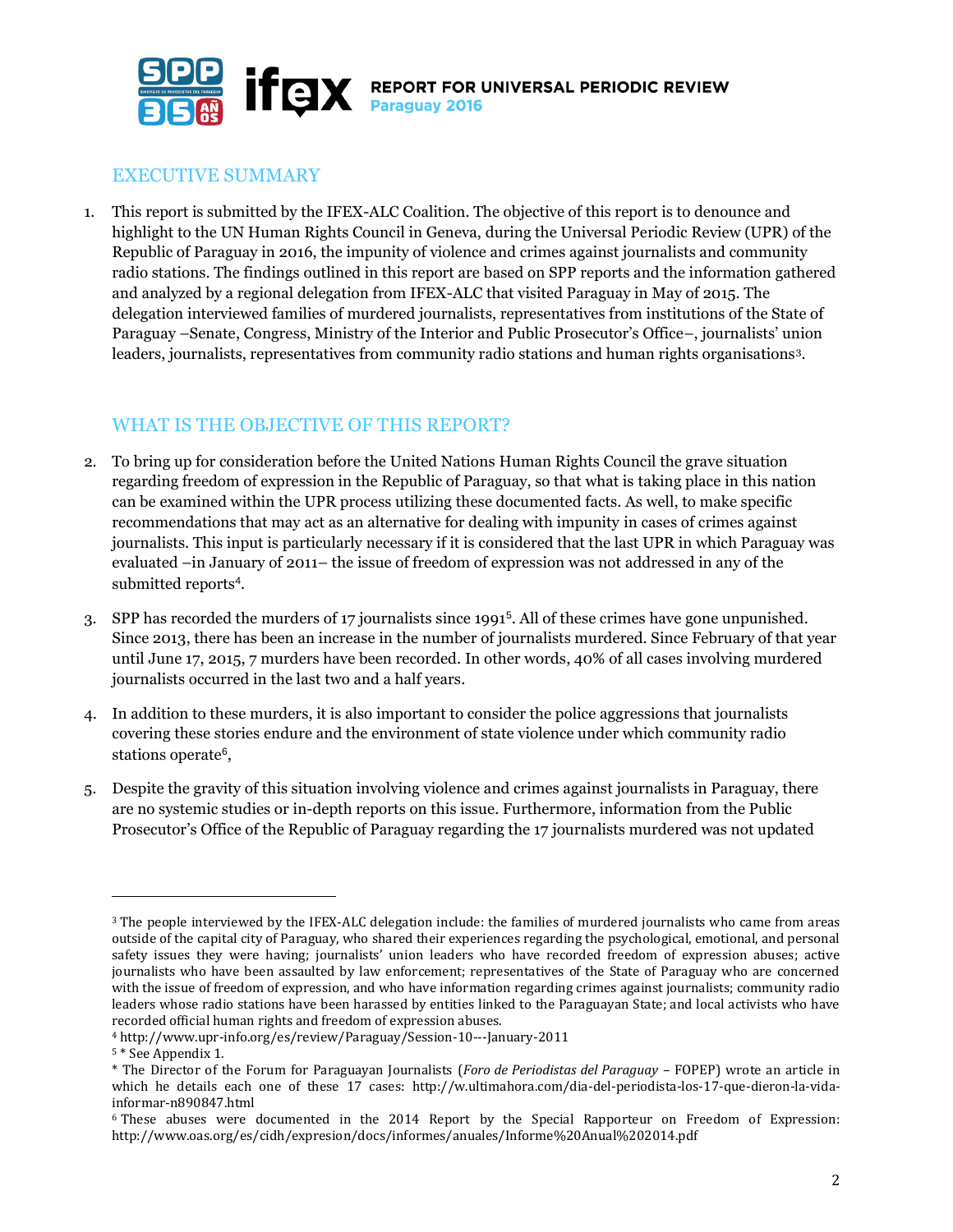## EXECUTIVE SUMMARY

1. This report is submitted by the IFEX-ALC Coalition. The objective of this report is to denounce and highlight to the UN Human Rights Council in Geneva, during the Universal Periodic Review (UPR) of the Republic of Paraguay in 2016, the impunity of violence and crimes against journalists and community radio stations. The findings outlined in this report are based on SPP reports and the information gathered and analyzed by a regional delegation from IFEX-ALC that visited Paraguay in May of 2015. The delegation interviewed families of murdered journalists, representatives from institutions of the State of Paraguay –Senate, Congress, Ministry of the Interior and Public Prosecutor's Office–, journalists' union leaders, journalists, representatives from community radio stations and human rights organisations[3].

## WHAT IS THE OBJECTIVE OF THIS REPORT?

2. To bring up for consideration before the United Nations Human Rights Council the grave situation regarding freedom of expression in the Republic of Paraguay, so that what is taking place in this nation can be examined within the UPR process utilizing these documented facts. As well, to make specific recommendations that may act as an alternative for dealing with impunity in cases of crimes against journalists. This input is particularly necessary if it is considered that the last UPR in which Paraguay was evaluated –in January of 2011– the issue of freedom of expression was not addressed in any of the submitted reports[4].

3. SPP has recorded the murders of 17 journalists since 1991[5]. All of these crimes have gone unpunished. Since 2013, there has been an increase in the number of journalists murdered. Since February of that year until June 17, 2015, 7 murders have been recorded. In other words, 40% of all cases involving murdered journalists occurred in the last two and a half years.

4. In addition to these murders, it is also important to consider the police aggressions that journalists covering these stories endure and the environment of state violence under which community radio stations operate[6],

5. Despite the gravity of this situation involving violence and crimes against journalists in Paraguay, there are no systemic studies or in-depth reports on this issue. Furthermore, information from the Public Prosecutor's Office of the Republic of Paraguay regarding the 17 journalists murdered was not updated

---

[3] The people interviewed by the IFEX-ALC delegation include: the families of murdered journalists who came from areas outside of the capital city of Paraguay, who shared their experiences regarding the psychological, emotional, and personal safety issues they were having; journalists' union leaders who have recorded freedom of expression abuses; active journalists who have been assaulted by law enforcement; representatives of the State of Paraguay who are concerned with the issue of freedom of expression, and who have information regarding crimes against journalists; community radio leaders whose radio stations have been harassed by entities linked to the Paraguayan State; and local activists who have recorded official human rights and freedom of expression abuses.

[4] http://www.upr-info.org/es/review/Paraguay/Session-10---January-2011

[5] * See Appendix 1.

* The Director of the Forum for Paraguayan Journalists (*Foro de Periodistas del Paraguay* – FOPEP) wrote an article in which he details each one of these 17 cases: http://w.ultimahora.com/dia-del-periodista-los-17-que-dieron-la-vida-informar-n890847.html

[6] These abuses were documented in the 2014 Report by the Special Rapporteur on Freedom of Expression: http://www.oas.org/es/cidh/expresion/docs/informes/anuales/Informe%20Anual%202014.pdf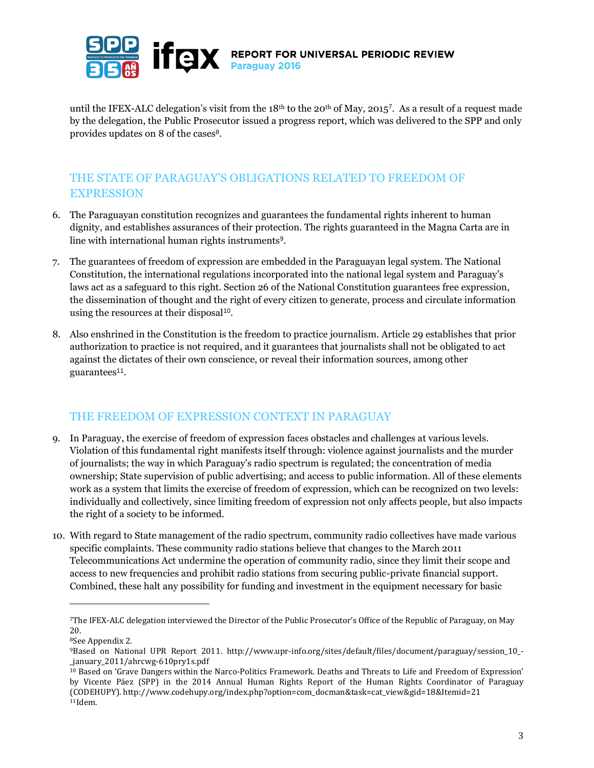until the IFEX-ALC delegation's visit from the 18th to the 20th of May, 2015[7]. As a result of a request made by the delegation, the Public Prosecutor issued a progress report, which was delivered to the SPP and only provides updates on 8 of the cases[8].

## THE STATE OF PARAGUAY'S OBLIGATIONS RELATED TO FREEDOM OF EXPRESSION

6. The Paraguayan constitution recognizes and guarantees the fundamental rights inherent to human dignity, and establishes assurances of their protection. The rights guaranteed in the Magna Carta are in line with international human rights instruments[9].

7. The guarantees of freedom of expression are embedded in the Paraguayan legal system. The National Constitution, the international regulations incorporated into the national legal system and Paraguay's laws act as a safeguard to this right. Section 26 of the National Constitution guarantees free expression, the dissemination of thought and the right of every citizen to generate, process and circulate information using the resources at their disposal[10].

8. Also enshrined in the Constitution is the freedom to practice journalism. Article 29 establishes that prior authorization to practice is not required, and it guarantees that journalists shall not be obligated to act against the dictates of their own conscience, or reveal their information sources, among other guarantees[11].

## THE FREEDOM OF EXPRESSION CONTEXT IN PARAGUAY

9. In Paraguay, the exercise of freedom of expression faces obstacles and challenges at various levels. Violation of this fundamental right manifests itself through: violence against journalists and the murder of journalists; the way in which Paraguay's radio spectrum is regulated; the concentration of media ownership; State supervision of public advertising; and access to public information. All of these elements work as a system that limits the exercise of freedom of expression, which can be recognized on two levels: individually and collectively, since limiting freedom of expression not only affects people, but also impacts the right of a society to be informed.

10. With regard to State management of the radio spectrum, community radio collectives have made various specific complaints. These community radio stations believe that changes to the March 2011 Telecommunications Act undermine the operation of community radio, since they limit their scope and access to new frequencies and prohibit radio stations from securing public-private financial support. Combined, these halt any possibility for funding and investment in the equipment necessary for basic

---

[7] The IFEX-ALC delegation interviewed the Director of the Public Prosecutor's Office of the Republic of Paraguay, on May 20.

[8] See Appendix 2.

[9] Based on National UPR Report 2011. http://www.upr-info.org/sites/default/files/document/paraguay/session_10_-_january_2011/ahrcwg-610pry1s.pdf

[10] Based on 'Grave Dangers within the Narco-Politics Framework. Deaths and Threats to Life and Freedom of Expression' by Vicente Páez (SPP) in the 2014 Annual Human Rights Report of the Human Rights Coordinator of Paraguay (CODEHUPY). http://www.codehupy.org/index.php?option=com_docman&task=cat_view&gid=18&Itemid=21

[11] Idem.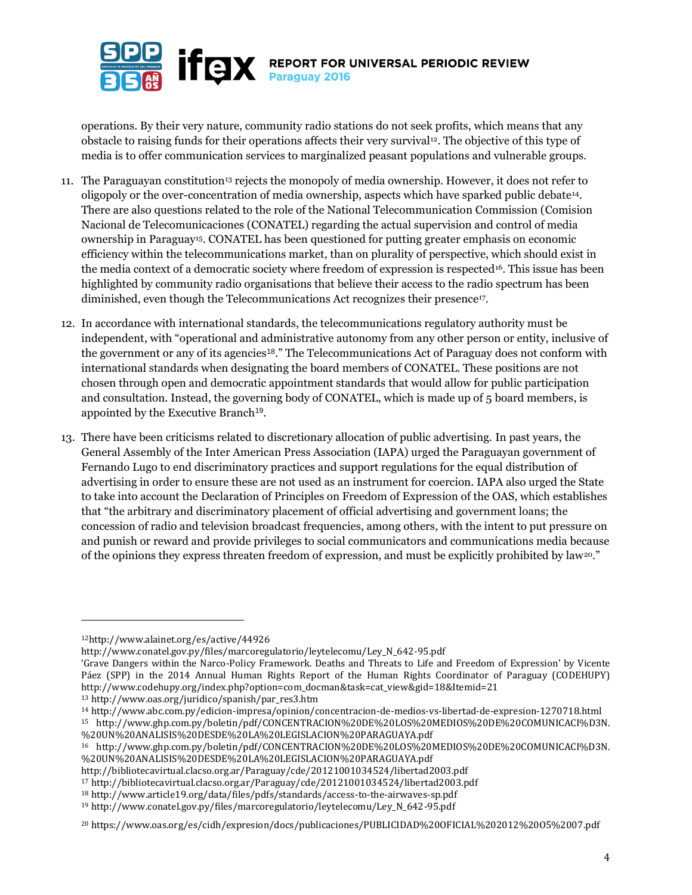operations. By their very nature, community radio stations do not seek profits, which means that any obstacle to raising funds for their operations affects their very survival[12]. The objective of this type of media is to offer communication services to marginalized peasant populations and vulnerable groups.

11. The Paraguayan constitution[13] rejects the monopoly of media ownership. However, it does not refer to oligopoly or the over-concentration of media ownership, aspects which have sparked public debate[14]. There are also questions related to the role of the National Telecommunication Commission (Comision Nacional de Telecomunicaciones (CONATEL) regarding the actual supervision and control of media ownership in Paraguay[15]. CONATEL has been questioned for putting greater emphasis on economic efficiency within the telecommunications market, than on plurality of perspective, which should exist in the media context of a democratic society where freedom of expression is respected[16]. This issue has been highlighted by community radio organisations that believe their access to the radio spectrum has been diminished, even though the Telecommunications Act recognizes their presence[17].

12. In accordance with international standards, the telecommunications regulatory authority must be independent, with "operational and administrative autonomy from any other person or entity, inclusive of the government or any of its agencies[18]." The Telecommunications Act of Paraguay does not conform with international standards when designating the board members of CONATEL. These positions are not chosen through open and democratic appointment standards that would allow for public participation and consultation. Instead, the governing body of CONATEL, which is made up of 5 board members, is appointed by the Executive Branch[19].

13. There have been criticisms related to discretionary allocation of public advertising. In past years, the General Assembly of the Inter American Press Association (IAPA) urged the Paraguayan government of Fernando Lugo to end discriminatory practices and support regulations for the equal distribution of advertising in order to ensure these are not used as an instrument for coercion. IAPA also urged the State to take into account the Declaration of Principles on Freedom of Expression of the OAS, which establishes that "the arbitrary and discriminatory placement of official advertising and government loans; the concession of radio and television broadcast frequencies, among others, with the intent to put pressure on and punish or reward and provide privileges to social communicators and communications media because of the opinions they express threaten freedom of expression, and must be explicitly prohibited by law[20]."

---

[12] http://www.alainet.org/es/active/44926
http://www.conatel.gov.py/files/marcoregulatorio/leytelecomu/Ley_N_642-95.pdf
'Grave Dangers within the Narco-Policy Framework. Deaths and Threats to Life and Freedom of Expression' by Vicente Páez (SPP) in the 2014 Annual Human Rights Report of the Human Rights Coordinator of Paraguay (CODEHUPY) http://www.codehupy.org/index.php?option=com_docman&task=cat_view&gid=18&Itemid=21

[13] http://www.oas.org/juridico/spanish/par_res3.htm

[14] http://www.abc.com.py/edicion-impresa/opinion/concentracion-de-medios-vs-libertad-de-expresion-1270718.html

[15] http://www.ghp.com.py/boletin/pdf/CONCENTRACION%20DE%20LOS%20MEDIOS%20DE%20COMUNICACI%D3N.%20UN%20ANALISIS%20DESDE%20LA%20LEGISLACION%20PARAGUAYA.pdf

[16] http://www.ghp.com.py/boletin/pdf/CONCENTRACION%20DE%20LOS%20MEDIOS%20DE%20COMUNICACI%D3N.%20UN%20ANALISIS%20DESDE%20LA%20LEGISLACION%20PARAGUAYA.pdf
http://bibliotecavirtual.clacso.org.ar/Paraguay/cde/20121001034524/libertad2003.pdf

[17] http://bibliotecavirtual.clacso.org.ar/Paraguay/cde/20121001034524/libertad2003.pdf

[18] http://www.article19.org/data/files/pdfs/standards/access-to-the-airwaves-sp.pdf

[19] http://www.conatel.gov.py/files/marcoregulatorio/leytelecomu/Ley_N_642-95.pdf

[20] https://www.oas.org/es/cidh/expresion/docs/publicaciones/PUBLICIDAD%20OFICIAL%202012%2005%2007.pdf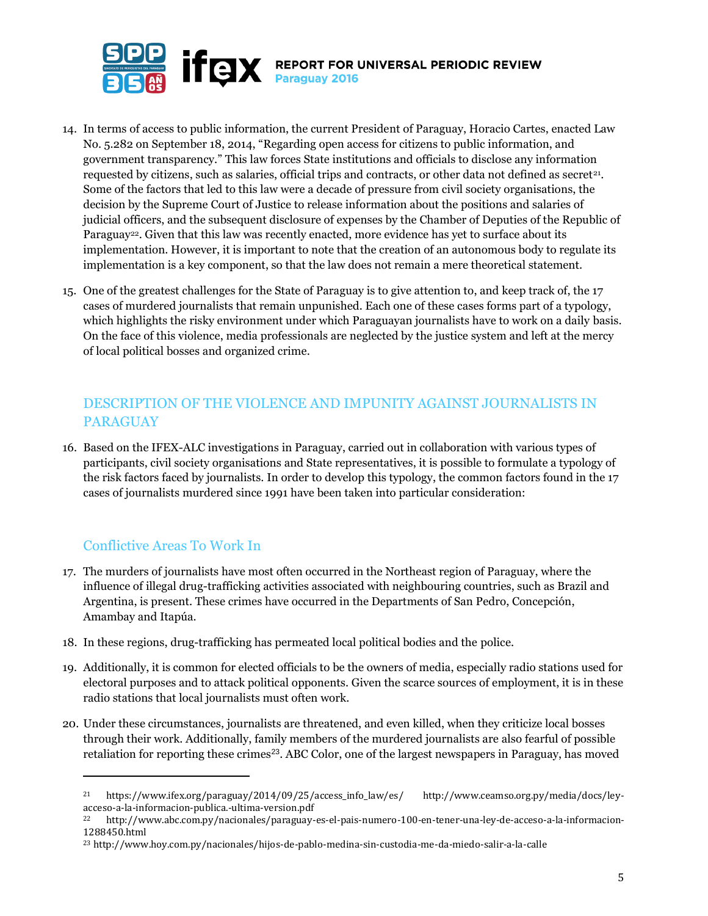14. In terms of access to public information, the current President of Paraguay, Horacio Cartes, enacted Law No. 5.282 on September 18, 2014, "Regarding open access for citizens to public information, and government transparency." This law forces State institutions and officials to disclose any information requested by citizens, such as salaries, official trips and contracts, or other data not defined as secret[21]. Some of the factors that led to this law were a decade of pressure from civil society organisations, the decision by the Supreme Court of Justice to release information about the positions and salaries of judicial officers, and the subsequent disclosure of expenses by the Chamber of Deputies of the Republic of Paraguay[22]. Given that this law was recently enacted, more evidence has yet to surface about its implementation. However, it is important to note that the creation of an autonomous body to regulate its implementation is a key component, so that the law does not remain a mere theoretical statement.

15. One of the greatest challenges for the State of Paraguay is to give attention to, and keep track of, the 17 cases of murdered journalists that remain unpunished. Each one of these cases forms part of a typology, which highlights the risky environment under which Paraguayan journalists have to work on a daily basis. On the face of this violence, media professionals are neglected by the justice system and left at the mercy of local political bosses and organized crime.

## DESCRIPTION OF THE VIOLENCE AND IMPUNITY AGAINST JOURNALISTS IN PARAGUAY

16. Based on the IFEX-ALC investigations in Paraguay, carried out in collaboration with various types of participants, civil society organisations and State representatives, it is possible to formulate a typology of the risk factors faced by journalists. In order to develop this typology, the common factors found in the 17 cases of journalists murdered since 1991 have been taken into particular consideration:

### Conflictive Areas To Work In

17. The murders of journalists have most often occurred in the Northeast region of Paraguay, where the influence of illegal drug-trafficking activities associated with neighbouring countries, such as Brazil and Argentina, is present. These crimes have occurred in the Departments of San Pedro, Concepción, Amambay and Itapúa.

18. In these regions, drug-trafficking has permeated local political bodies and the police.

19. Additionally, it is common for elected officials to be the owners of media, especially radio stations used for electoral purposes and to attack political opponents. Given the scarce sources of employment, it is in these radio stations that local journalists must often work.

20. Under these circumstances, journalists are threatened, and even killed, when they criticize local bosses through their work. Additionally, family members of the murdered journalists are also fearful of possible retaliation for reporting these crimes[23]. ABC Color, one of the largest newspapers in Paraguay, has moved

---

[21] https://www.ifex.org/paraguay/2014/09/25/access_info_law/es/ http://www.ceamso.org.py/media/docs/ley-acceso-a-la-informacion-publica.-ultima-version.pdf

[22] http://www.abc.com.py/nacionales/paraguay-es-el-pais-numero-100-en-tener-una-ley-de-acceso-a-la-informacion-1288450.html

[23] http://www.hoy.com.py/nacionales/hijos-de-pablo-medina-sin-custodia-me-da-miedo-salir-a-la-calle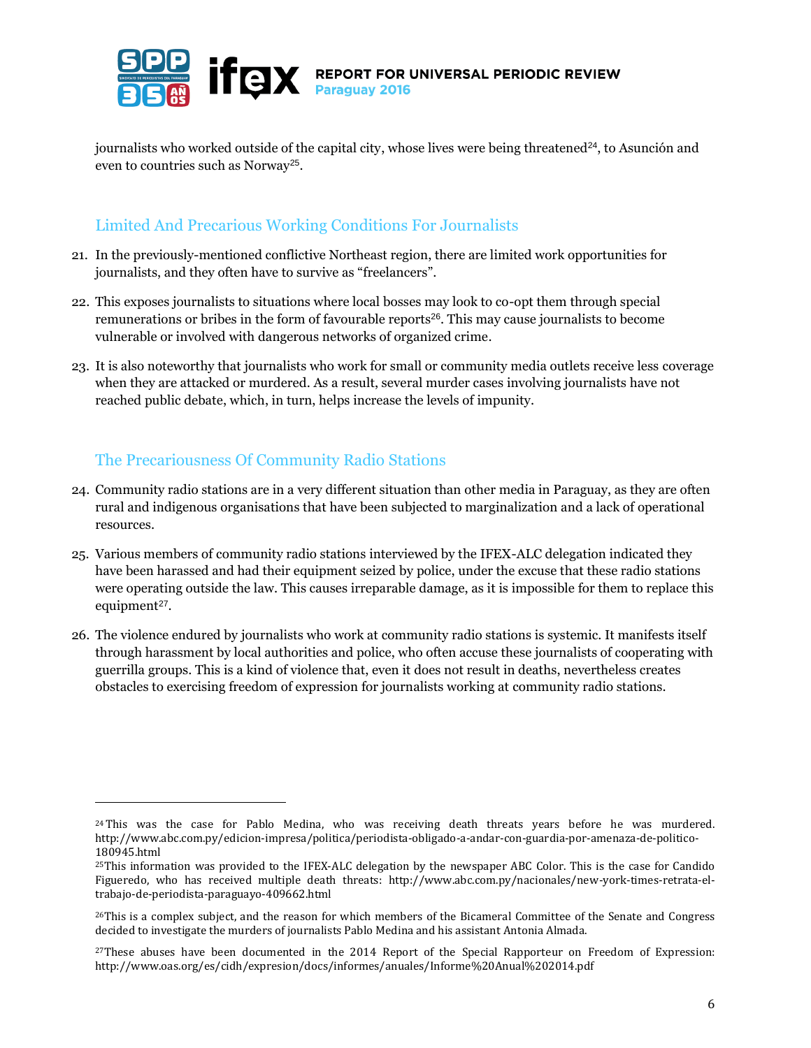journalists who worked outside of the capital city, whose lives were being threatened[24], to Asunción and even to countries such as Norway[25].

## Limited And Precarious Working Conditions For Journalists

21. In the previously-mentioned conflictive Northeast region, there are limited work opportunities for journalists, and they often have to survive as "freelancers".

22. This exposes journalists to situations where local bosses may look to co-opt them through special remunerations or bribes in the form of favourable reports[26]. This may cause journalists to become vulnerable or involved with dangerous networks of organized crime.

23. It is also noteworthy that journalists who work for small or community media outlets receive less coverage when they are attacked or murdered. As a result, several murder cases involving journalists have not reached public debate, which, in turn, helps increase the levels of impunity.

## The Precariousness Of Community Radio Stations

24. Community radio stations are in a very different situation than other media in Paraguay, as they are often rural and indigenous organisations that have been subjected to marginalization and a lack of operational resources.

25. Various members of community radio stations interviewed by the IFEX-ALC delegation indicated they have been harassed and had their equipment seized by police, under the excuse that these radio stations were operating outside the law. This causes irreparable damage, as it is impossible for them to replace this equipment[27].

26. The violence endured by journalists who work at community radio stations is systemic. It manifests itself through harassment by local authorities and police, who often accuse these journalists of cooperating with guerrilla groups. This is a kind of violence that, even it does not result in deaths, nevertheless creates obstacles to exercising freedom of expression for journalists working at community radio stations.

---

[24] This was the case for Pablo Medina, who was receiving death threats years before he was murdered. http://www.abc.com.py/edicion-impresa/politica/periodista-obligado-a-andar-con-guardia-por-amenaza-de-politico-180945.html

[25] This information was provided to the IFEX-ALC delegation by the newspaper ABC Color. This is the case for Candido Figueredo, who has received multiple death threats: http://www.abc.com.py/nacionales/new-york-times-retrata-el-trabajo-de-periodista-paraguayo-409662.html

[26] This is a complex subject, and the reason for which members of the Bicameral Committee of the Senate and Congress decided to investigate the murders of journalists Pablo Medina and his assistant Antonia Almada.

[27] These abuses have been documented in the 2014 Report of the Special Rapporteur on Freedom of Expression: http://www.oas.org/es/cidh/expresion/docs/informes/anuales/Informe%20Anual%202014.pdf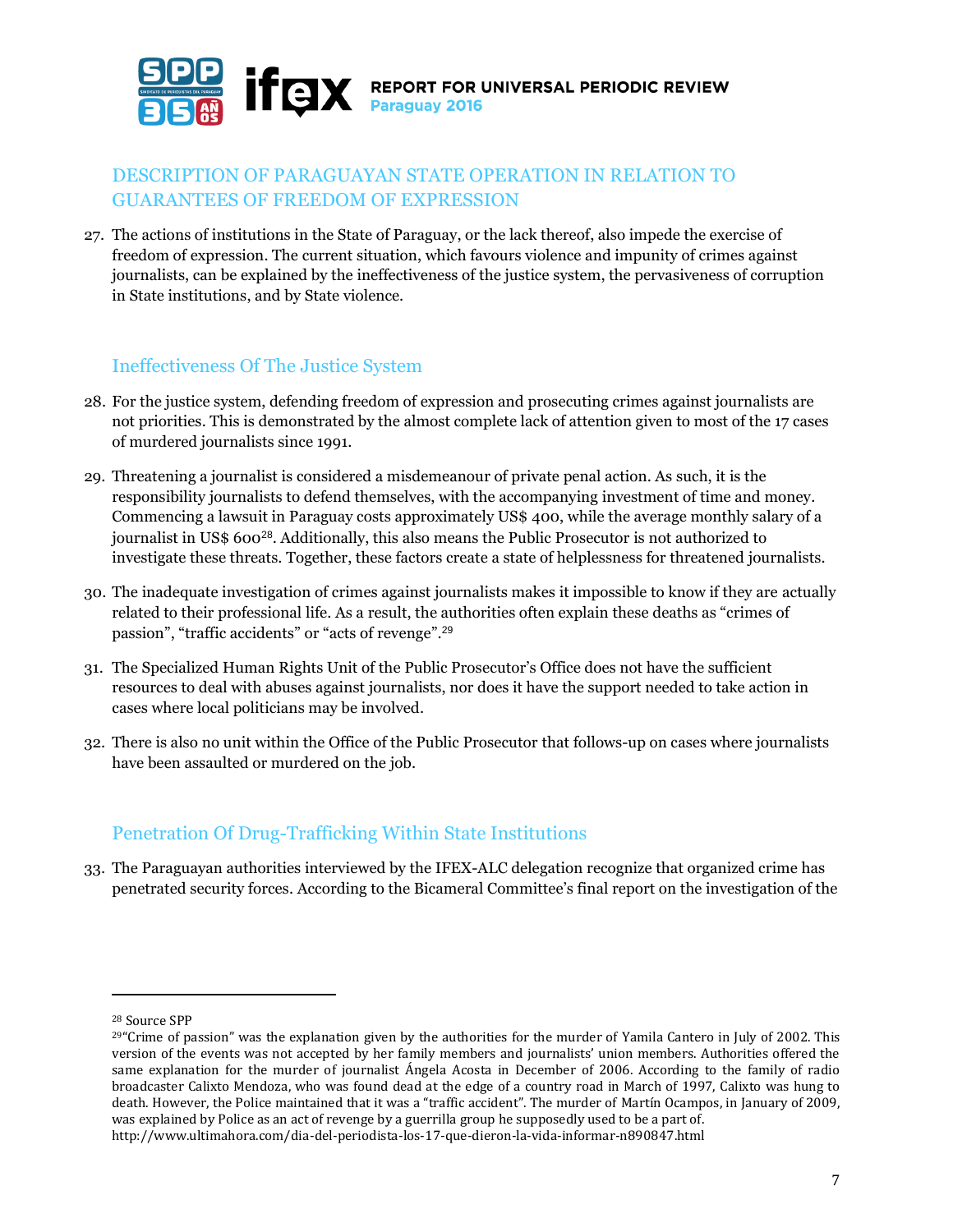## DESCRIPTION OF PARAGUAYAN STATE OPERATION IN RELATION TO GUARANTEES OF FREEDOM OF EXPRESSION

27. The actions of institutions in the State of Paraguay, or the lack thereof, also impede the exercise of freedom of expression. The current situation, which favours violence and impunity of crimes against journalists, can be explained by the ineffectiveness of the justice system, the pervasiveness of corruption in State institutions, and by State violence.

### Ineffectiveness Of The Justice System

28. For the justice system, defending freedom of expression and prosecuting crimes against journalists are not priorities. This is demonstrated by the almost complete lack of attention given to most of the 17 cases of murdered journalists since 1991.

29. Threatening a journalist is considered a misdemeanour of private penal action. As such, it is the responsibility journalists to defend themselves, with the accompanying investment of time and money. Commencing a lawsuit in Paraguay costs approximately US$ 400, while the average monthly salary of a journalist in US$ 600[28]. Additionally, this also means the Public Prosecutor is not authorized to investigate these threats. Together, these factors create a state of helplessness for threatened journalists.

30. The inadequate investigation of crimes against journalists makes it impossible to know if they are actually related to their professional life. As a result, the authorities often explain these deaths as "crimes of passion", "traffic accidents" or "acts of revenge".[29]

31. The Specialized Human Rights Unit of the Public Prosecutor's Office does not have the sufficient resources to deal with abuses against journalists, nor does it have the support needed to take action in cases where local politicians may be involved.

32. There is also no unit within the Office of the Public Prosecutor that follows-up on cases where journalists have been assaulted or murdered on the job.

### Penetration Of Drug-Trafficking Within State Institutions

33. The Paraguayan authorities interviewed by the IFEX-ALC delegation recognize that organized crime has penetrated security forces. According to the Bicameral Committee's final report on the investigation of the

---

[28] Source SPP

[29] "Crime of passion" was the explanation given by the authorities for the murder of Yamila Cantero in July of 2002. This version of the events was not accepted by her family members and journalists' union members. Authorities offered the same explanation for the murder of journalist Ángela Acosta in December of 2006. According to the family of radio broadcaster Calixto Mendoza, who was found dead at the edge of a country road in March of 1997, Calixto was hung to death. However, the Police maintained that it was a "traffic accident". The murder of Martín Ocampos, in January of 2009, was explained by Police as an act of revenge by a guerrilla group he supposedly used to be a part of. http://www.ultimahora.com/dia-del-periodista-los-17-que-dieron-la-vida-informar-n890847.html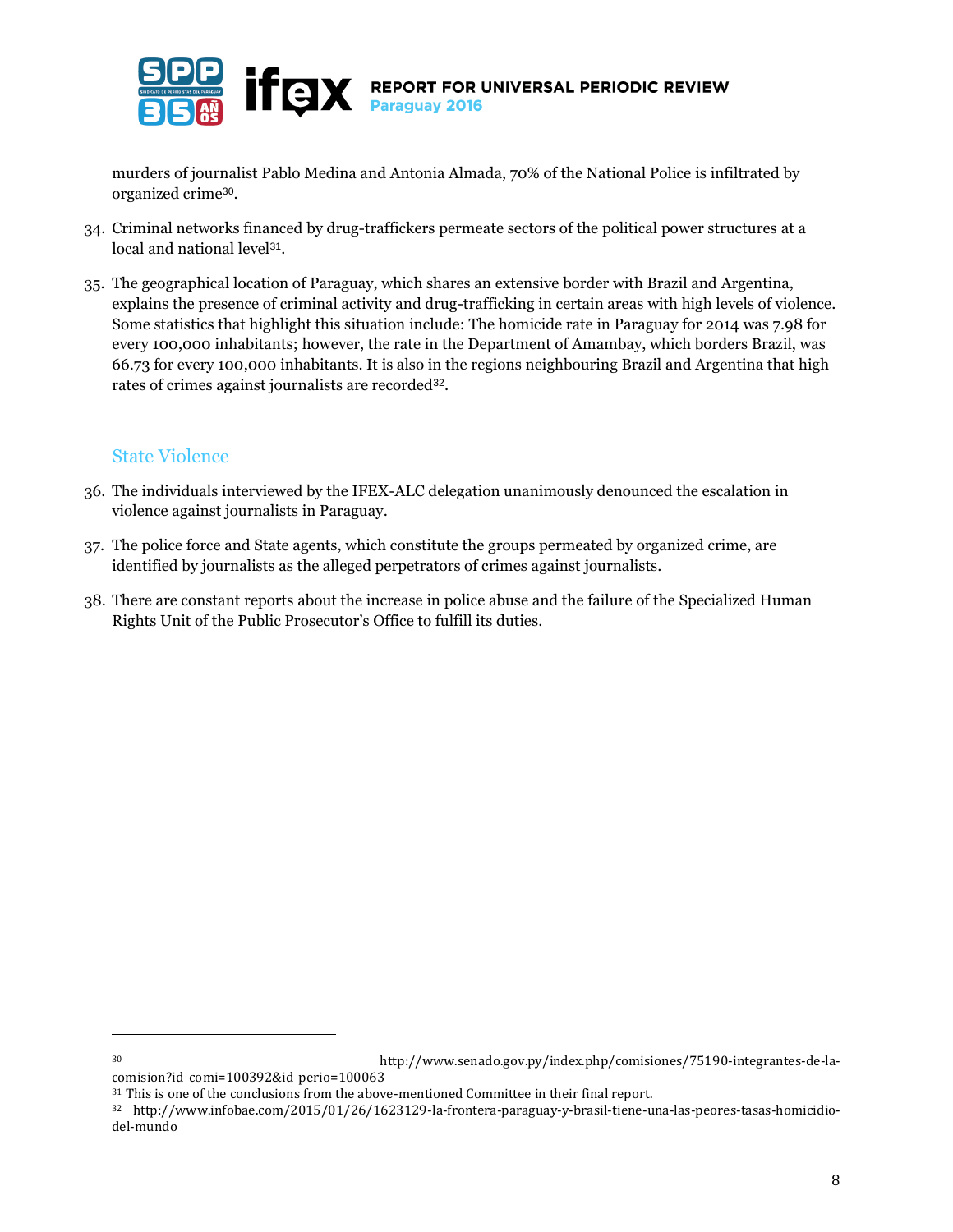murders of journalist Pablo Medina and Antonia Almada, 70% of the National Police is infiltrated by organized crime[30].

34. Criminal networks financed by drug-traffickers permeate sectors of the political power structures at a local and national level[31].

35. The geographical location of Paraguay, which shares an extensive border with Brazil and Argentina, explains the presence of criminal activity and drug-trafficking in certain areas with high levels of violence. Some statistics that highlight this situation include: The homicide rate in Paraguay for 2014 was 7.98 for every 100,000 inhabitants; however, the rate in the Department of Amambay, which borders Brazil, was 66.73 for every 100,000 inhabitants. It is also in the regions neighbouring Brazil and Argentina that high rates of crimes against journalists are recorded[32].

## State Violence

36. The individuals interviewed by the IFEX-ALC delegation unanimously denounced the escalation in violence against journalists in Paraguay.

37. The police force and State agents, which constitute the groups permeated by organized crime, are identified by journalists as the alleged perpetrators of crimes against journalists.

38. There are constant reports about the increase in police abuse and the failure of the Specialized Human Rights Unit of the Public Prosecutor's Office to fulfill its duties.

---

[30] http://www.senado.gov.py/index.php/comisiones/75190-integrantes-de-la-comision?id_comi=100392&id_perio=100063

[31] This is one of the conclusions from the above-mentioned Committee in their final report.

[32] http://www.infobae.com/2015/01/26/1623129-la-frontera-paraguay-y-brasil-tiene-una-las-peores-tasas-homicidio-del-mundo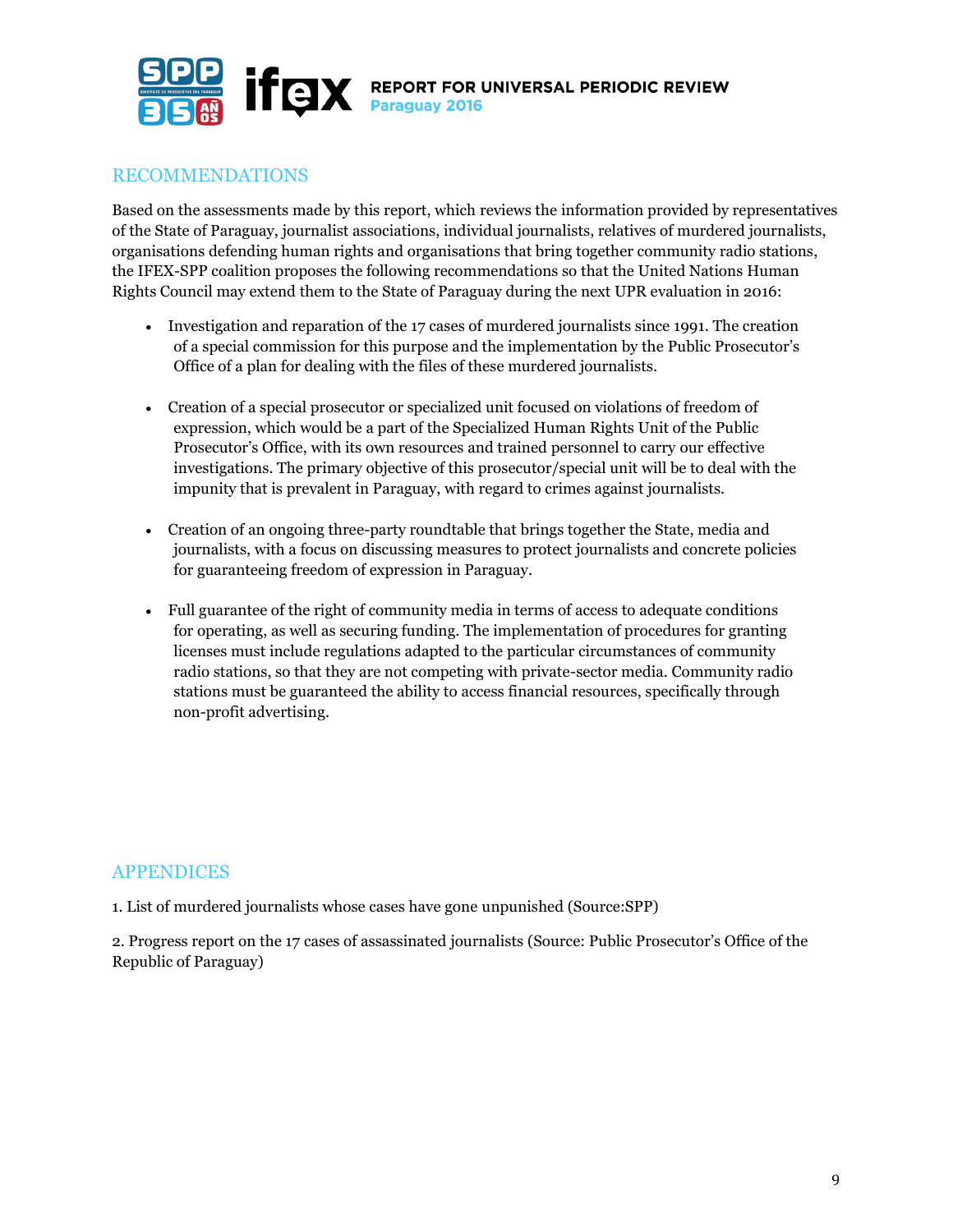## RECOMMENDATIONS

Based on the assessments made by this report, which reviews the information provided by representatives of the State of Paraguay, journalist associations, individual journalists, relatives of murdered journalists, organisations defending human rights and organisations that bring together community radio stations, the IFEX-SPP coalition proposes the following recommendations so that the United Nations Human Rights Council may extend them to the State of Paraguay during the next UPR evaluation in 2016:

- Investigation and reparation of the 17 cases of murdered journalists since 1991. The creation of a special commission for this purpose and the implementation by the Public Prosecutor's Office of a plan for dealing with the files of these murdered journalists.

- Creation of a special prosecutor or specialized unit focused on violations of freedom of expression, which would be a part of the Specialized Human Rights Unit of the Public Prosecutor's Office, with its own resources and trained personnel to carry our effective investigations. The primary objective of this prosecutor/special unit will be to deal with the impunity that is prevalent in Paraguay, with regard to crimes against journalists.

- Creation of an ongoing three-party roundtable that brings together the State, media and journalists, with a focus on discussing measures to protect journalists and concrete policies for guaranteeing freedom of expression in Paraguay.

- Full guarantee of the right of community media in terms of access to adequate conditions for operating, as well as securing funding. The implementation of procedures for granting licenses must include regulations adapted to the particular circumstances of community radio stations, so that they are not competing with private-sector media. Community radio stations must be guaranteed the ability to access financial resources, specifically through non-profit advertising.

## APPENDICES

1. List of murdered journalists whose cases have gone unpunished (Source:SPP)

2. Progress report on the 17 cases of assassinated journalists (Source: Public Prosecutor's Office of the Republic of Paraguay)